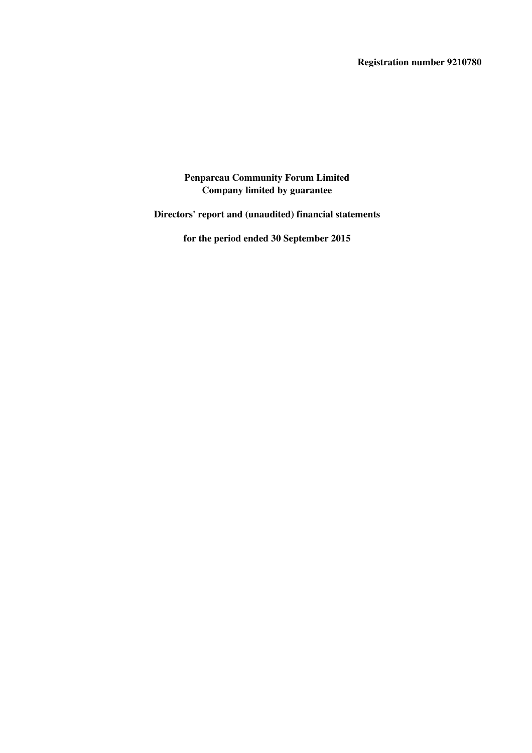**Registration number 9210780**

# Penparcau Community Forum Limited
## Company limited by guarantee

## Directors' report and (unaudited) financial statements

## for the period ended 30 September 2015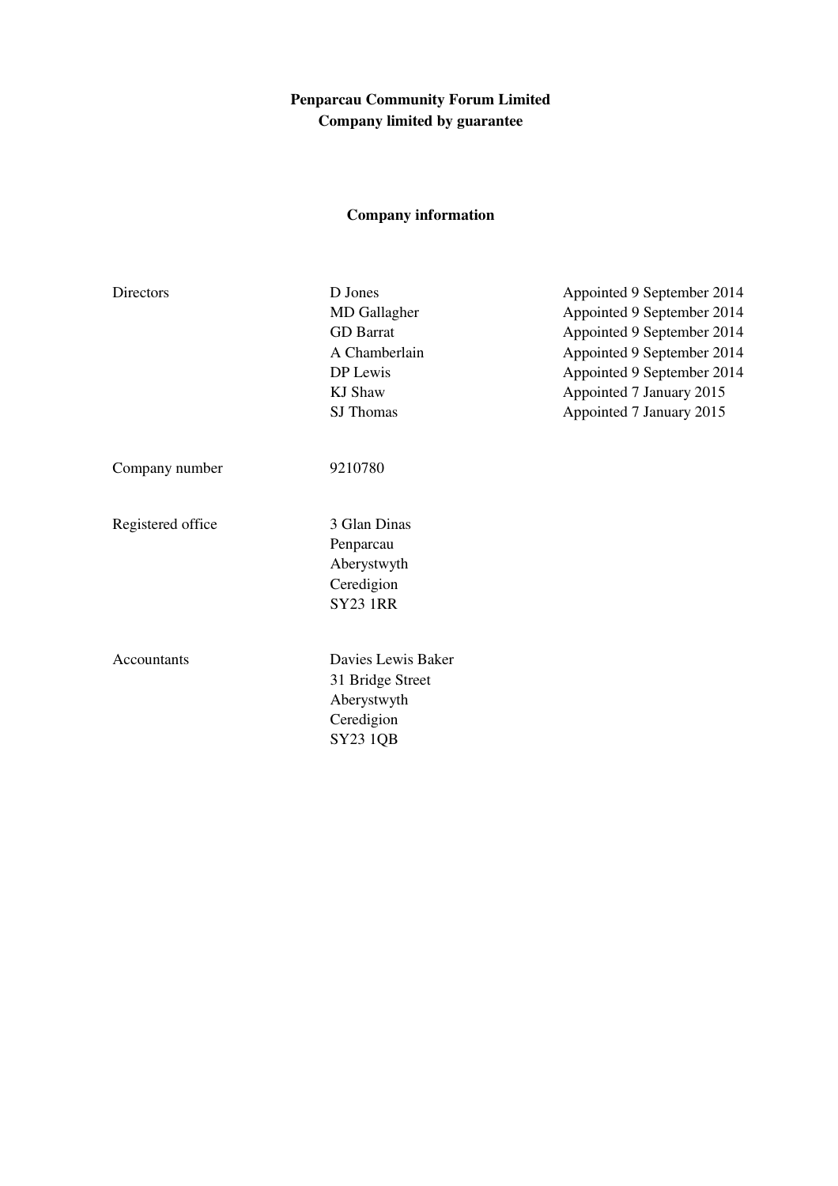**Penparcau Community Forum Limited**
**Company limited by guarantee**

## Company information

| | | |
|---|---|---|
| Directors | D Jones | Appointed 9 September 2014 |
| | MD Gallagher | Appointed 9 September 2014 |
| | GD Barrat | Appointed 9 September 2014 |
| | A Chamberlain | Appointed 9 September 2014 |
| | DP Lewis | Appointed 9 September 2014 |
| | KJ Shaw | Appointed 7 January 2015 |
| | SJ Thomas | Appointed 7 January 2015 |
| Company number | 9210780 | |
| Registered office | 3 Glan Dinas<br>Penparcau<br>Aberystwyth<br>Ceredigion<br>SY23 1RR | |
| Accountants | Davies Lewis Baker<br>31 Bridge Street<br>Aberystwyth<br>Ceredigion<br>SY23 1QB | |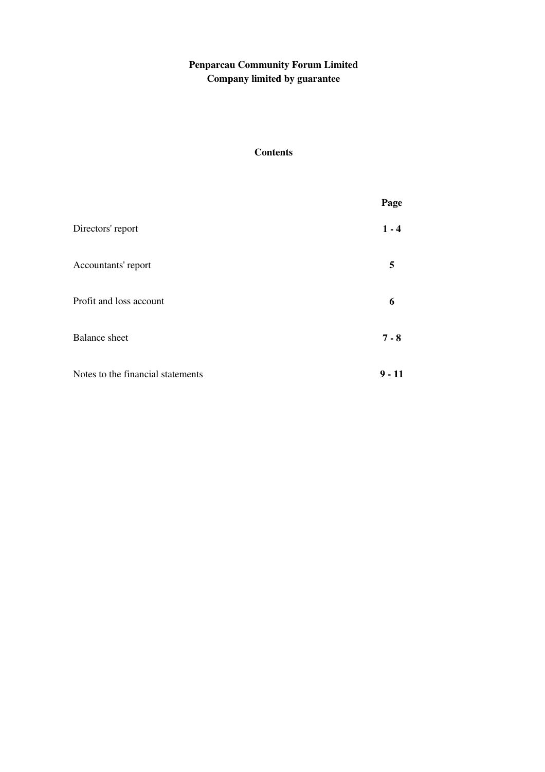**Penparcau Community Forum Limited**
**Company limited by guarantee**

## Contents

| | Page |
|---|---|
| Directors' report | **1 - 4** |
| Accountants' report | **5** |
| Profit and loss account | **6** |
| Balance sheet | **7 - 8** |
| Notes to the financial statements | **9 - 11** |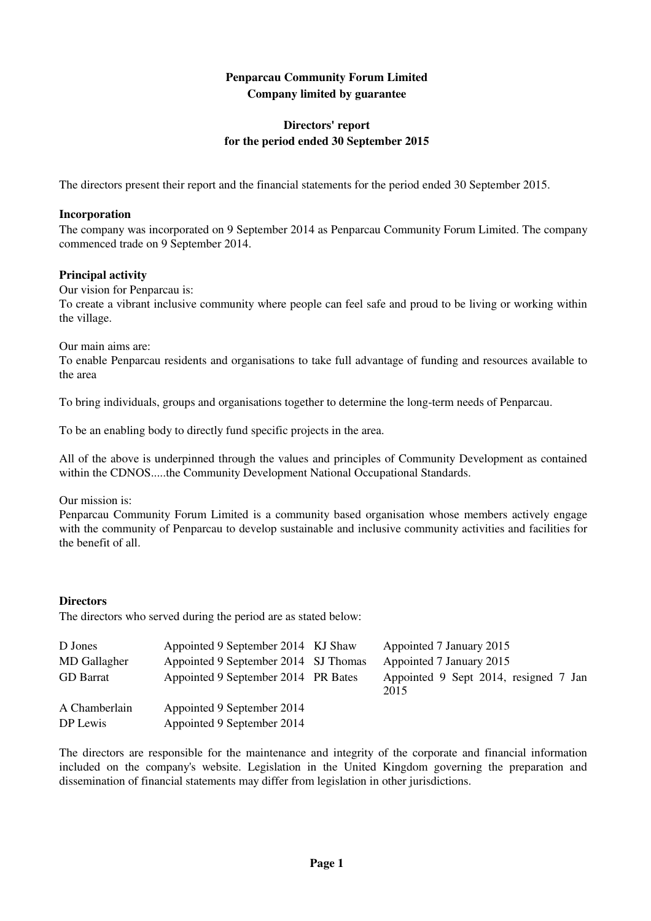**Penparcau Community Forum Limited**
**Company limited by guarantee**

# Directors' report for the period ended 30 September 2015

The directors present their report and the financial statements for the period ended 30 September 2015.

### Incorporation

The company was incorporated on 9 September 2014 as Penparcau Community Forum Limited. The company commenced trade on 9 September 2014.

### Principal activity

Our vision for Penparcau is:
To create a vibrant inclusive community where people can feel safe and proud to be living or working within the village.

Our main aims are:
To enable Penparcau residents and organisations to take full advantage of funding and resources available to the area

To bring individuals, groups and organisations together to determine the long-term needs of Penparcau.

To be an enabling body to directly fund specific projects in the area.

All of the above is underpinned through the values and principles of Community Development as contained within the CDNOS.....the Community Development National Occupational Standards.

Our mission is:
Penparcau Community Forum Limited is a community based organisation whose members actively engage with the community of Penparcau to develop sustainable and inclusive community activities and facilities for the benefit of all.

### Directors

The directors who served during the period are as stated below:

| | | | |
|---|---|---|---|
| D Jones | Appointed 9 September 2014 | KJ Shaw | Appointed 7 January 2015 |
| MD Gallagher | Appointed 9 September 2014 | SJ Thomas | Appointed 7 January 2015 |
| GD Barrat | Appointed 9 September 2014 | PR Bates | Appointed 9 Sept 2014, resigned 7 Jan 2015 |
| A Chamberlain | Appointed 9 September 2014 | | |
| DP Lewis | Appointed 9 September 2014 | | |

The directors are responsible for the maintenance and integrity of the corporate and financial information included on the company's website. Legislation in the United Kingdom governing the preparation and dissemination of financial statements may differ from legislation in other jurisdictions.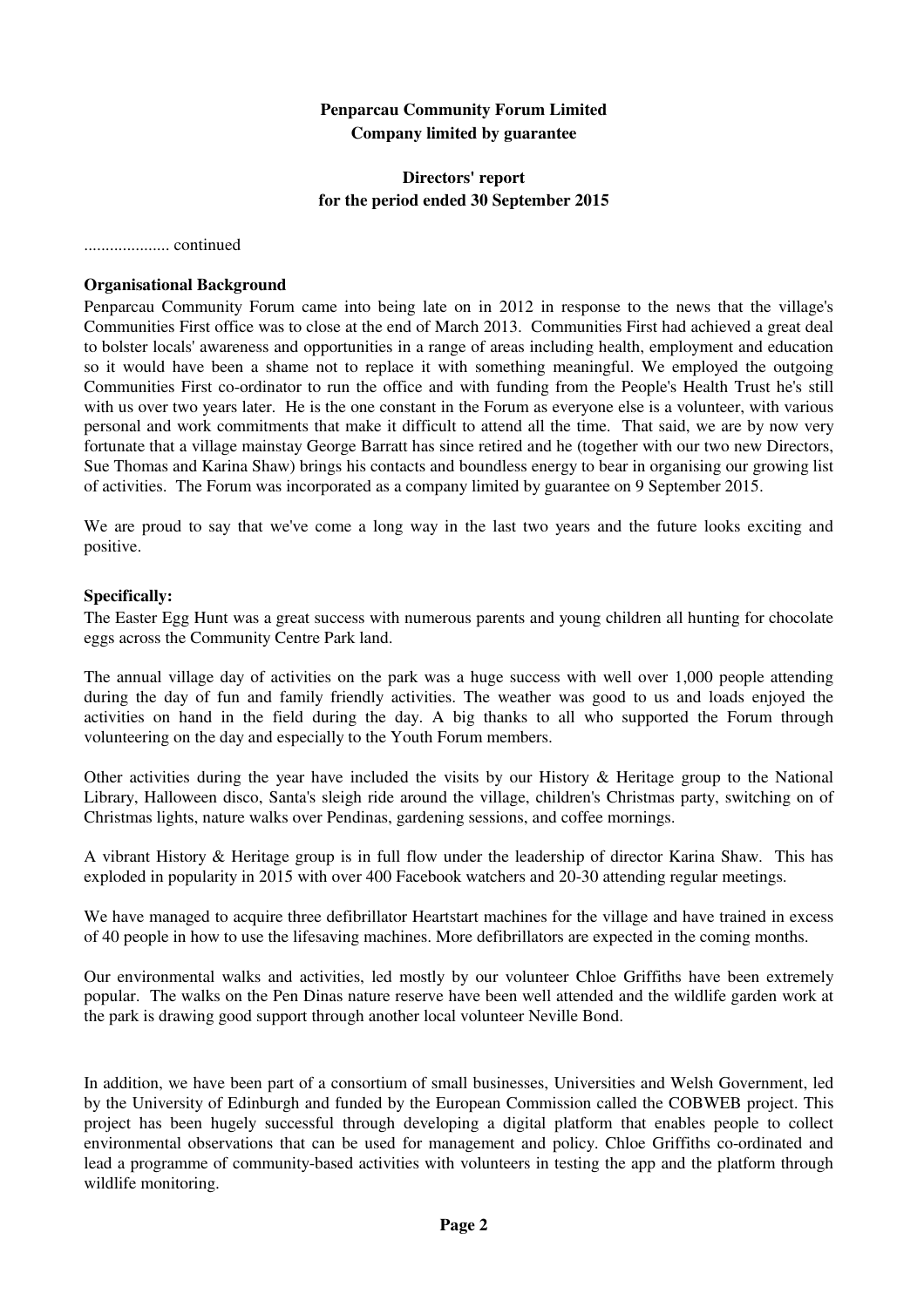**Penparcau Community Forum Limited**
**Company limited by guarantee**

**Directors' report**
**for the period ended 30 September 2015**

.................... continued

**Organisational Background**

Penparcau Community Forum came into being late on in 2012 in response to the news that the village's Communities First office was to close at the end of March 2013. Communities First had achieved a great deal to bolster locals' awareness and opportunities in a range of areas including health, employment and education so it would have been a shame not to replace it with something meaningful. We employed the outgoing Communities First co-ordinator to run the office and with funding from the People's Health Trust he's still with us over two years later. He is the one constant in the Forum as everyone else is a volunteer, with various personal and work commitments that make it difficult to attend all the time. That said, we are by now very fortunate that a village mainstay George Barratt has since retired and he (together with our two new Directors, Sue Thomas and Karina Shaw) brings his contacts and boundless energy to bear in organising our growing list of activities. The Forum was incorporated as a company limited by guarantee on 9 September 2015.

We are proud to say that we've come a long way in the last two years and the future looks exciting and positive.

**Specifically:**

The Easter Egg Hunt was a great success with numerous parents and young children all hunting for chocolate eggs across the Community Centre Park land.

The annual village day of activities on the park was a huge success with well over 1,000 people attending during the day of fun and family friendly activities. The weather was good to us and loads enjoyed the activities on hand in the field during the day. A big thanks to all who supported the Forum through volunteering on the day and especially to the Youth Forum members.

Other activities during the year have included the visits by our History & Heritage group to the National Library, Halloween disco, Santa's sleigh ride around the village, children's Christmas party, switching on of Christmas lights, nature walks over Pendinas, gardening sessions, and coffee mornings.

A vibrant History & Heritage group is in full flow under the leadership of director Karina Shaw. This has exploded in popularity in 2015 with over 400 Facebook watchers and 20-30 attending regular meetings.

We have managed to acquire three defibrillator Heartstart machines for the village and have trained in excess of 40 people in how to use the lifesaving machines. More defibrillators are expected in the coming months.

Our environmental walks and activities, led mostly by our volunteer Chloe Griffiths have been extremely popular. The walks on the Pen Dinas nature reserve have been well attended and the wildlife garden work at the park is drawing good support through another local volunteer Neville Bond.

In addition, we have been part of a consortium of small businesses, Universities and Welsh Government, led by the University of Edinburgh and funded by the European Commission called the COBWEB project. This project has been hugely successful through developing a digital platform that enables people to collect environmental observations that can be used for management and policy. Chloe Griffiths co-ordinated and lead a programme of community-based activities with volunteers in testing the app and the platform through wildlife monitoring.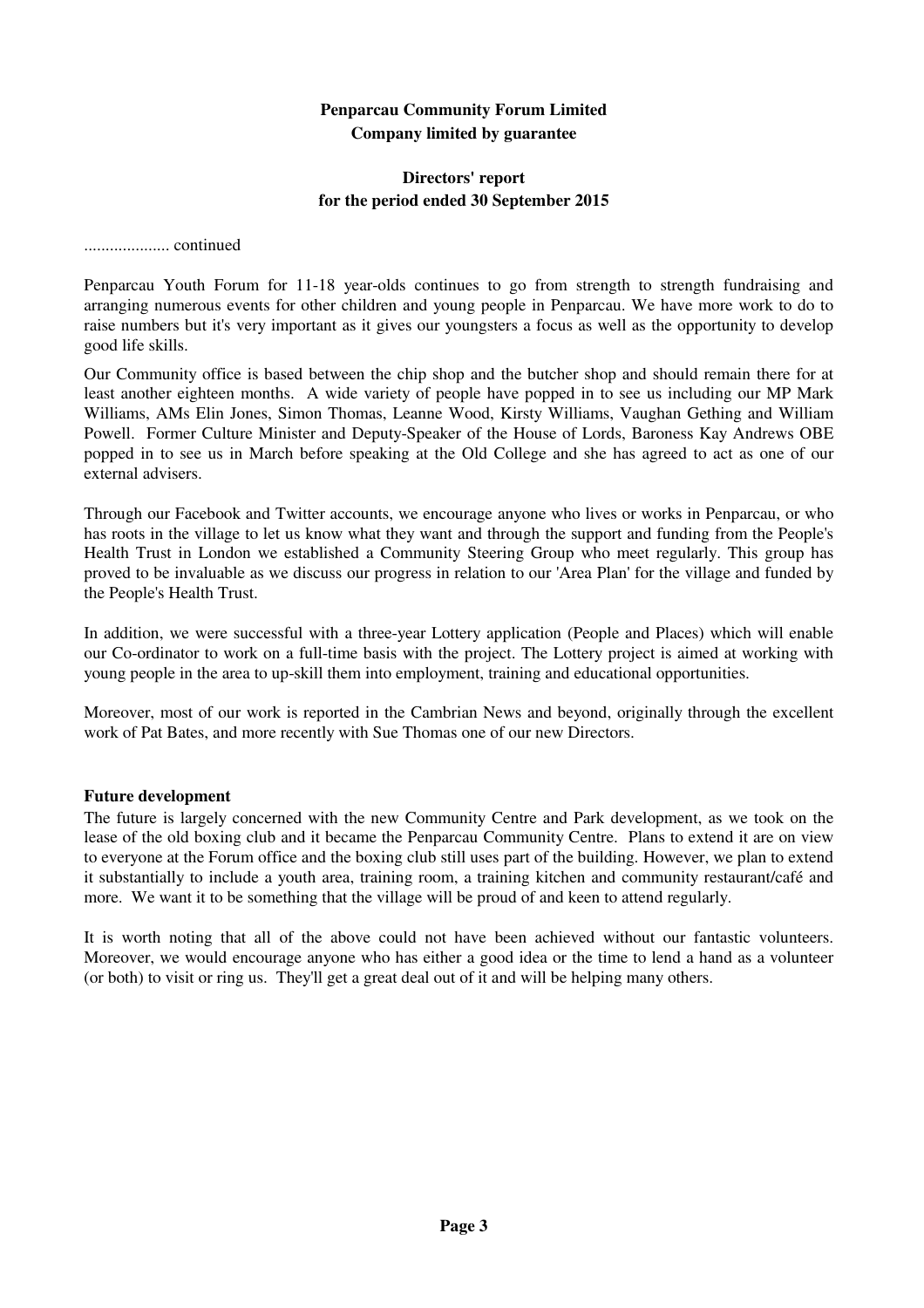**Penparcau Community Forum Limited**
**Company limited by guarantee**

**Directors' report**
**for the period ended 30 September 2015**

.................... continued

Penparcau Youth Forum for 11-18 year-olds continues to go from strength to strength fundraising and arranging numerous events for other children and young people in Penparcau. We have more work to do to raise numbers but it's very important as it gives our youngsters a focus as well as the opportunity to develop good life skills.

Our Community office is based between the chip shop and the butcher shop and should remain there for at least another eighteen months. A wide variety of people have popped in to see us including our MP Mark Williams, AMs Elin Jones, Simon Thomas, Leanne Wood, Kirsty Williams, Vaughan Gething and William Powell. Former Culture Minister and Deputy-Speaker of the House of Lords, Baroness Kay Andrews OBE popped in to see us in March before speaking at the Old College and she has agreed to act as one of our external advisers.

Through our Facebook and Twitter accounts, we encourage anyone who lives or works in Penparcau, or who has roots in the village to let us know what they want and through the support and funding from the People's Health Trust in London we established a Community Steering Group who meet regularly. This group has proved to be invaluable as we discuss our progress in relation to our 'Area Plan' for the village and funded by the People's Health Trust.

In addition, we were successful with a three-year Lottery application (People and Places) which will enable our Co-ordinator to work on a full-time basis with the project. The Lottery project is aimed at working with young people in the area to up-skill them into employment, training and educational opportunities.

Moreover, most of our work is reported in the Cambrian News and beyond, originally through the excellent work of Pat Bates, and more recently with Sue Thomas one of our new Directors.

**Future development**

The future is largely concerned with the new Community Centre and Park development, as we took on the lease of the old boxing club and it became the Penparcau Community Centre. Plans to extend it are on view to everyone at the Forum office and the boxing club still uses part of the building. However, we plan to extend it substantially to include a youth area, training room, a training kitchen and community restaurant/café and more. We want it to be something that the village will be proud of and keen to attend regularly.

It is worth noting that all of the above could not have been achieved without our fantastic volunteers. Moreover, we would encourage anyone who has either a good idea or the time to lend a hand as a volunteer (or both) to visit or ring us. They'll get a great deal out of it and will be helping many others.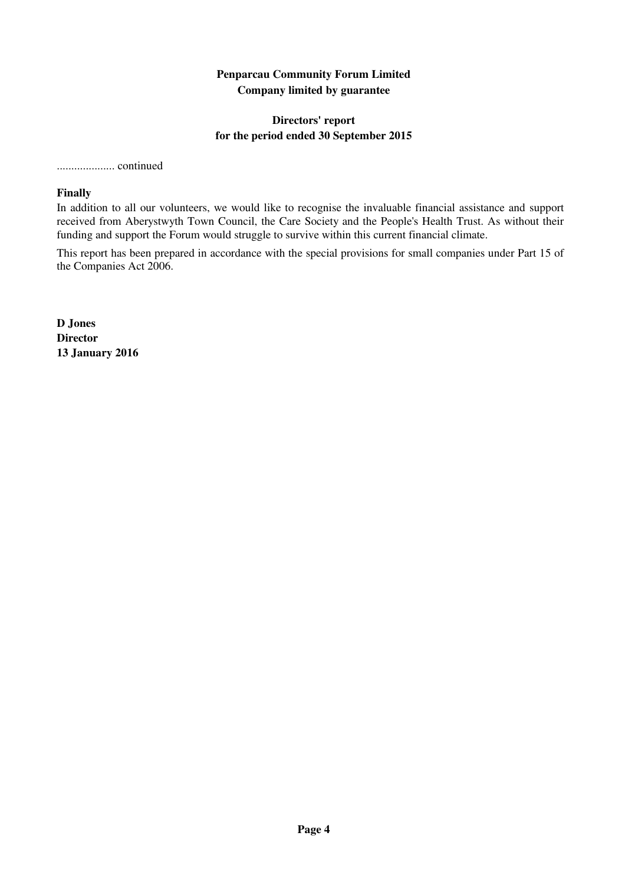**Penparcau Community Forum Limited**
**Company limited by guarantee**

**Directors' report**
**for the period ended 30 September 2015**

.................... continued

**Finally**

In addition to all our volunteers, we would like to recognise the invaluable financial assistance and support received from Aberystwyth Town Council, the Care Society and the People's Health Trust. As without their funding and support the Forum would struggle to survive within this current financial climate.

This report has been prepared in accordance with the special provisions for small companies under Part 15 of the Companies Act 2006.

**D Jones**
**Director**
**13 January 2016**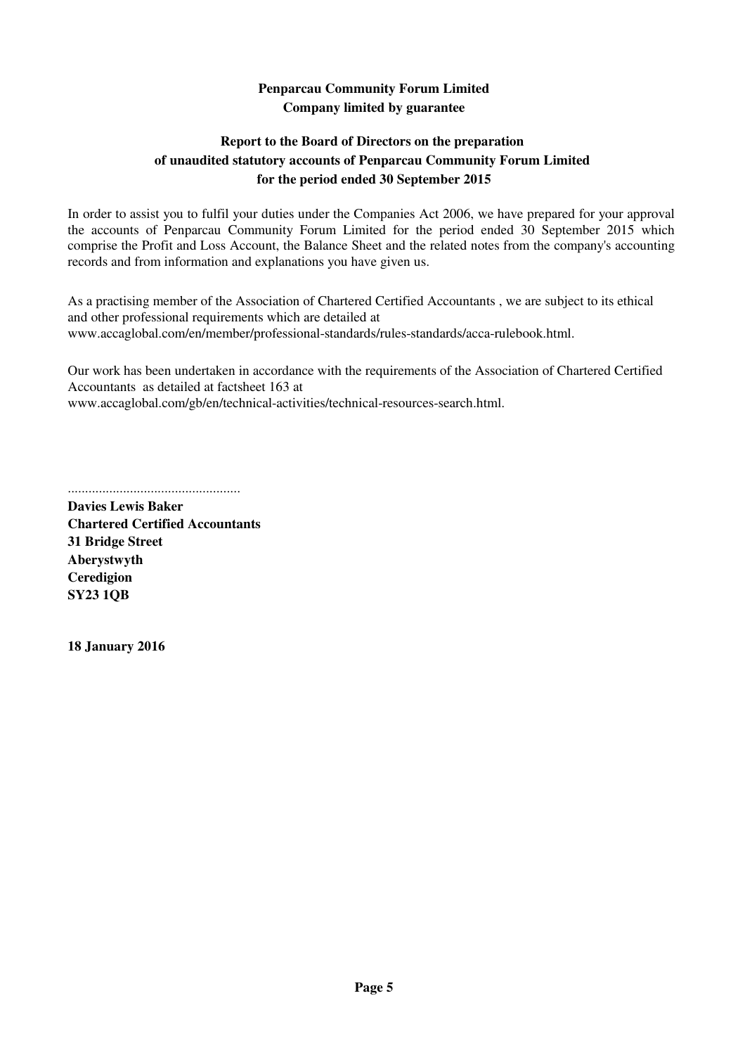**Penparcau Community Forum Limited**
**Company limited by guarantee**

**Report to the Board of Directors on the preparation of unaudited statutory accounts of Penparcau Community Forum Limited for the period ended 30 September 2015**

In order to assist you to fulfil your duties under the Companies Act 2006, we have prepared for your approval the accounts of Penparcau Community Forum Limited for the period ended 30 September 2015 which comprise the Profit and Loss Account, the Balance Sheet and the related notes from the company's accounting records and from information and explanations you have given us.

As a practising member of the Association of Chartered Certified Accountants , we are subject to its ethical and other professional requirements which are detailed at www.accaglobal.com/en/member/professional-standards/rules-standards/acca-rulebook.html.

Our work has been undertaken in accordance with the requirements of the Association of Chartered Certified Accountants as detailed at factsheet 163 at www.accaglobal.com/gb/en/technical-activities/technical-resources-search.html.

..................................................

**Davies Lewis Baker**
**Chartered Certified Accountants**
**31 Bridge Street**
**Aberystwyth**
**Ceredigion**
**SY23 1QB**

**18 January 2016**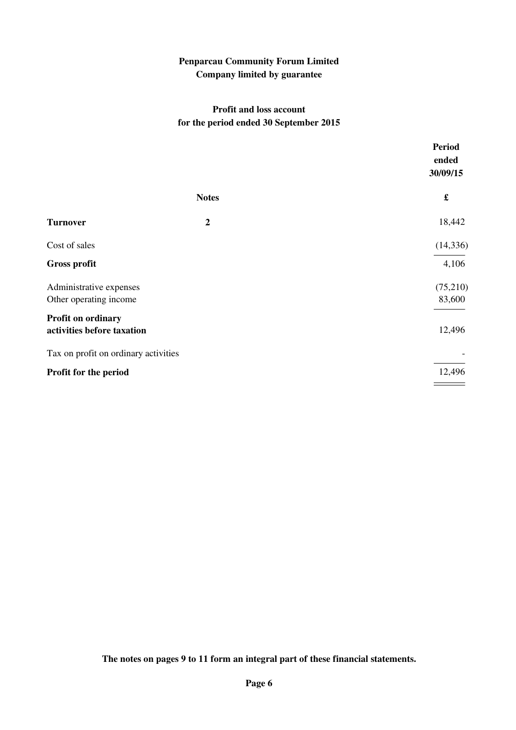**Penparcau Community Forum Limited**
**Company limited by guarantee**

## Profit and loss account
### for the period ended 30 September 2015

| | Notes | Period ended 30/09/15 |
|---|---|---|
| | | £ |
| **Turnover** | **2** | 18,442 |
| Cost of sales | | (14,336) |
| **Gross profit** | | 4,106 |
| Administrative expenses | | (75,210) |
| Other operating income | | 83,600 |
| **Profit on ordinary activities before taxation** | | 12,496 |
| Tax on profit on ordinary activities | | - |
| **Profit for the period** | | 12,496 |

**The notes on pages 9 to 11 form an integral part of these financial statements.**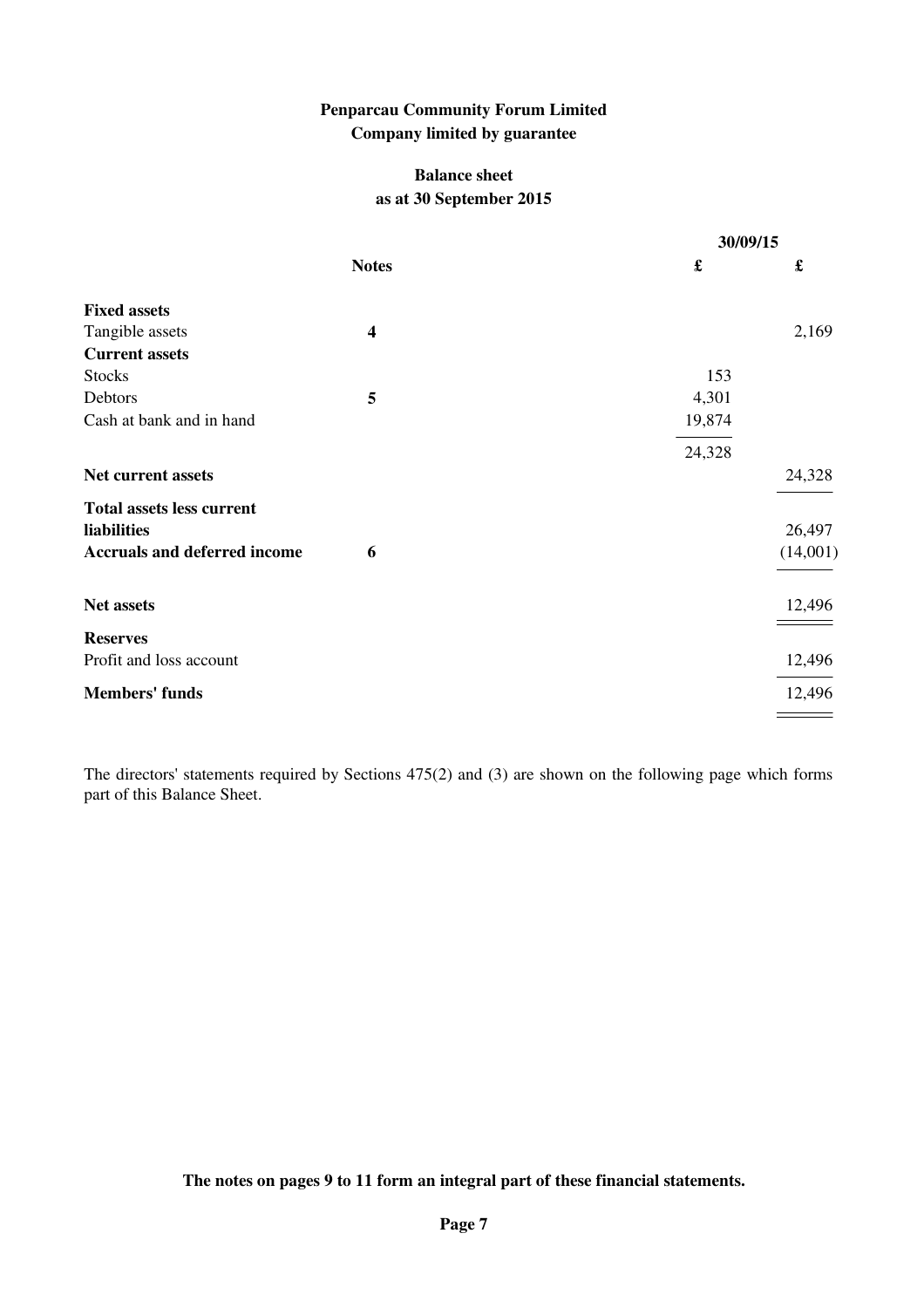**Penparcau Community Forum Limited**
**Company limited by guarantee**

## Balance sheet
### as at 30 September 2015

| | Notes | 30/09/15 £ | £ |
|---|---|---|---|
| **Fixed assets** | | | |
| Tangible assets | **4** | | 2,169 |
| **Current assets** | | | |
| Stocks | | 153 | |
| Debtors | **5** | 4,301 | |
| Cash at bank and in hand | | 19,874 | |
| | | 24,328 | |
| **Net current assets** | | | 24,328 |
| **Total assets less current liabilities** | | | 26,497 |
| **Accruals and deferred income** | **6** | | (14,001) |
| **Net assets** | | | 12,496 |
| **Reserves** | | | |
| Profit and loss account | | | 12,496 |
| **Members' funds** | | | 12,496 |

The directors' statements required by Sections 475(2) and (3) are shown on the following page which forms part of this Balance Sheet.

**The notes on pages 9 to 11 form an integral part of these financial statements.**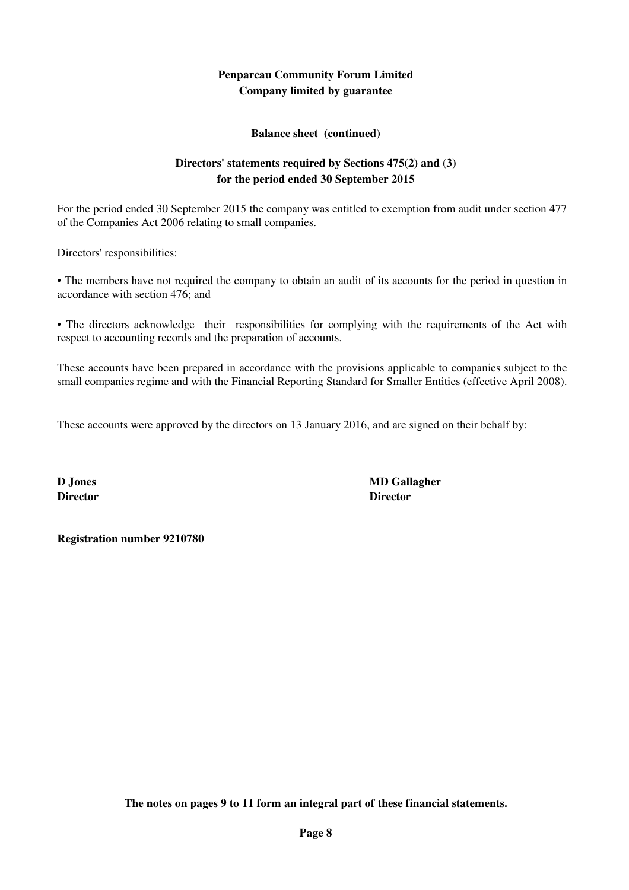**Penparcau Community Forum Limited**
**Company limited by guarantee**

**Balance sheet (continued)**

## Directors' statements required by Sections 475(2) and (3) for the period ended 30 September 2015

For the period ended 30 September 2015 the company was entitled to exemption from audit under section 477 of the Companies Act 2006 relating to small companies.

Directors' responsibilities:

• The members have not required the company to obtain an audit of its accounts for the period in question in accordance with section 476; and

• The directors acknowledge their responsibilities for complying with the requirements of the Act with respect to accounting records and the preparation of accounts.

These accounts have been prepared in accordance with the provisions applicable to companies subject to the small companies regime and with the Financial Reporting Standard for Smaller Entities (effective April 2008).

These accounts were approved by the directors on 13 January 2016, and are signed on their behalf by:

**D Jones**
**Director**

**MD Gallagher**
**Director**

**Registration number 9210780**

**The notes on pages 9 to 11 form an integral part of these financial statements.**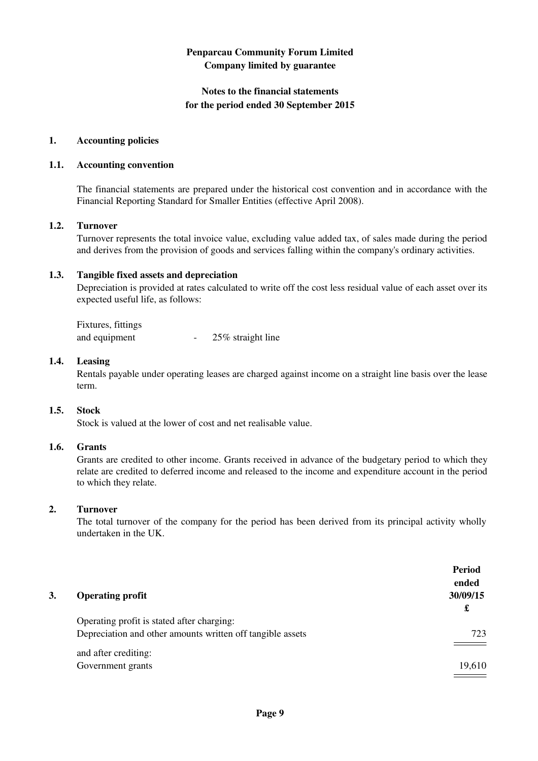**Penparcau Community Forum Limited**
**Company limited by guarantee**

**Notes to the financial statements**
**for the period ended 30 September 2015**

## 1. Accounting policies

### 1.1. Accounting convention

The financial statements are prepared under the historical cost convention and in accordance with the Financial Reporting Standard for Smaller Entities (effective April 2008).

### 1.2. Turnover

Turnover represents the total invoice value, excluding value added tax, of sales made during the period and derives from the provision of goods and services falling within the company's ordinary activities.

### 1.3. Tangible fixed assets and depreciation

Depreciation is provided at rates calculated to write off the cost less residual value of each asset over its expected useful life, as follows:

Fixtures, fittings and equipment - 25% straight line

### 1.4. Leasing

Rentals payable under operating leases are charged against income on a straight line basis over the lease term.

### 1.5. Stock

Stock is valued at the lower of cost and net realisable value.

### 1.6. Grants

Grants are credited to other income. Grants received in advance of the budgetary period to which they relate are credited to deferred income and released to the income and expenditure account in the period to which they relate.

## 2. Turnover

The total turnover of the company for the period has been derived from its principal activity wholly undertaken in the UK.

## 3. Operating profit

| | Period ended 30/09/15 £ |
|---|---|
| Operating profit is stated after charging: | |
| Depreciation and other amounts written off tangible assets | 723 |
| and after crediting: | |
| Government grants | 19,610 |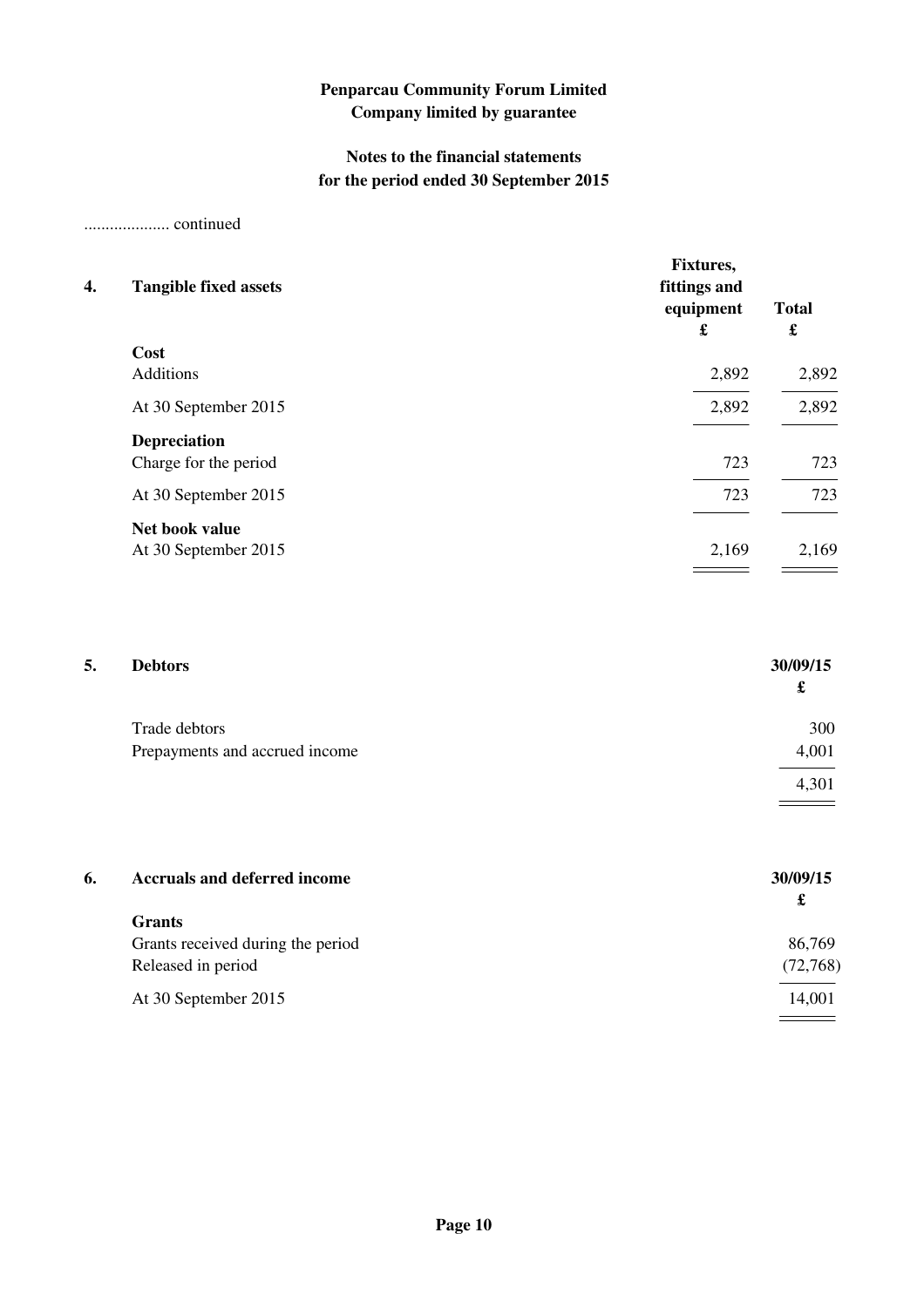**Penparcau Community Forum Limited**
**Company limited by guarantee**

**Notes to the financial statements**
**for the period ended 30 September 2015**

.................... continued

## 4. Tangible fixed assets

| | Fixtures, fittings and equipment £ | Total £ |
|---|---|---|
| **Cost** | | |
| Additions | 2,892 | 2,892 |
| At 30 September 2015 | 2,892 | 2,892 |
| **Depreciation** | | |
| Charge for the period | 723 | 723 |
| At 30 September 2015 | 723 | 723 |
| **Net book value** | | |
| At 30 September 2015 | 2,169 | 2,169 |

## 5. Debtors

| | 30/09/15 £ |
|---|---|
| Trade debtors | 300 |
| Prepayments and accrued income | 4,001 |
| | 4,301 |

## 6. Accruals and deferred income

| | 30/09/15 £ |
|---|---|
| **Grants** | |
| Grants received during the period | 86,769 |
| Released in period | (72,768) |
| At 30 September 2015 | 14,001 |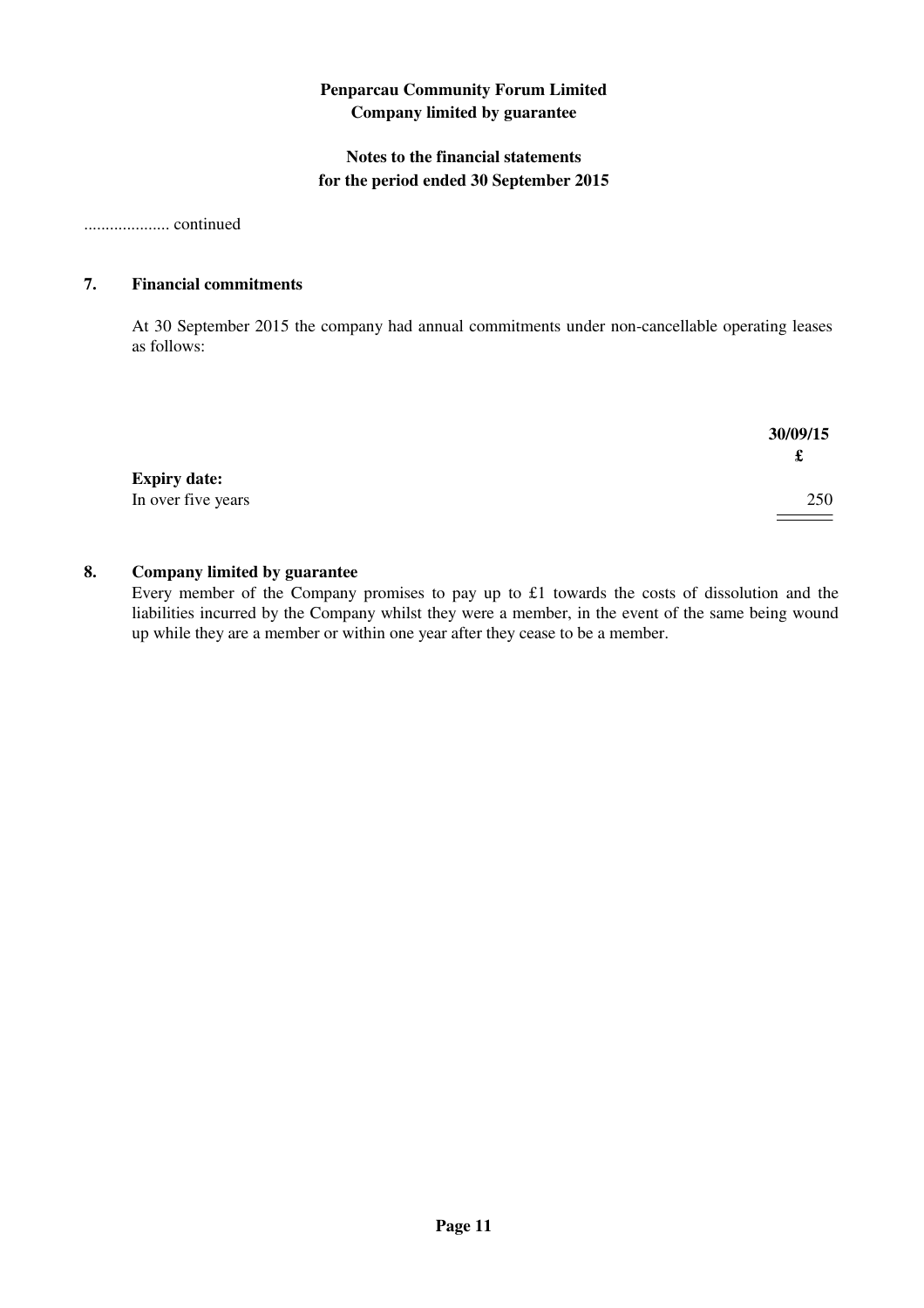**Penparcau Community Forum Limited**
**Company limited by guarantee**

**Notes to the financial statements**
**for the period ended 30 September 2015**

.................... continued

## 7. Financial commitments

At 30 September 2015 the company had annual commitments under non-cancellable operating leases as follows:

| | 30/09/15 |
|---|---|
| | £ |
| **Expiry date:** | |
| In over five years | 250 |

## 8. Company limited by guarantee

Every member of the Company promises to pay up to £1 towards the costs of dissolution and the liabilities incurred by the Company whilst they were a member, in the event of the same being wound up while they are a member or within one year after they cease to be a member.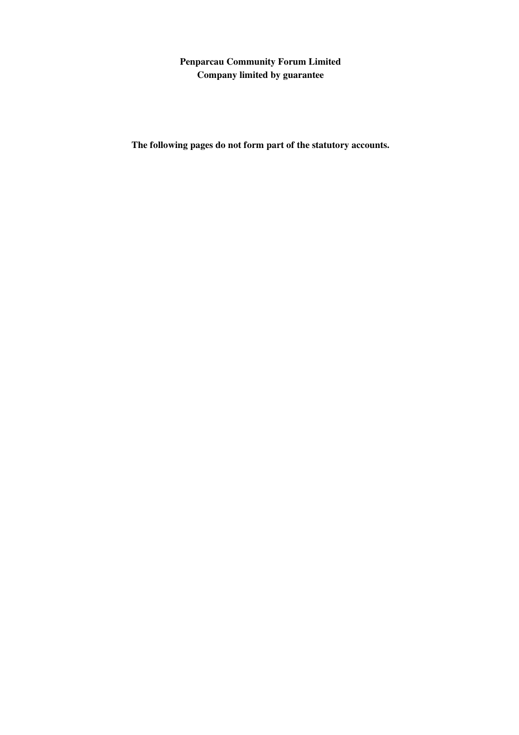**Penparcau Community Forum Limited**
**Company limited by guarantee**

**The following pages do not form part of the statutory accounts.**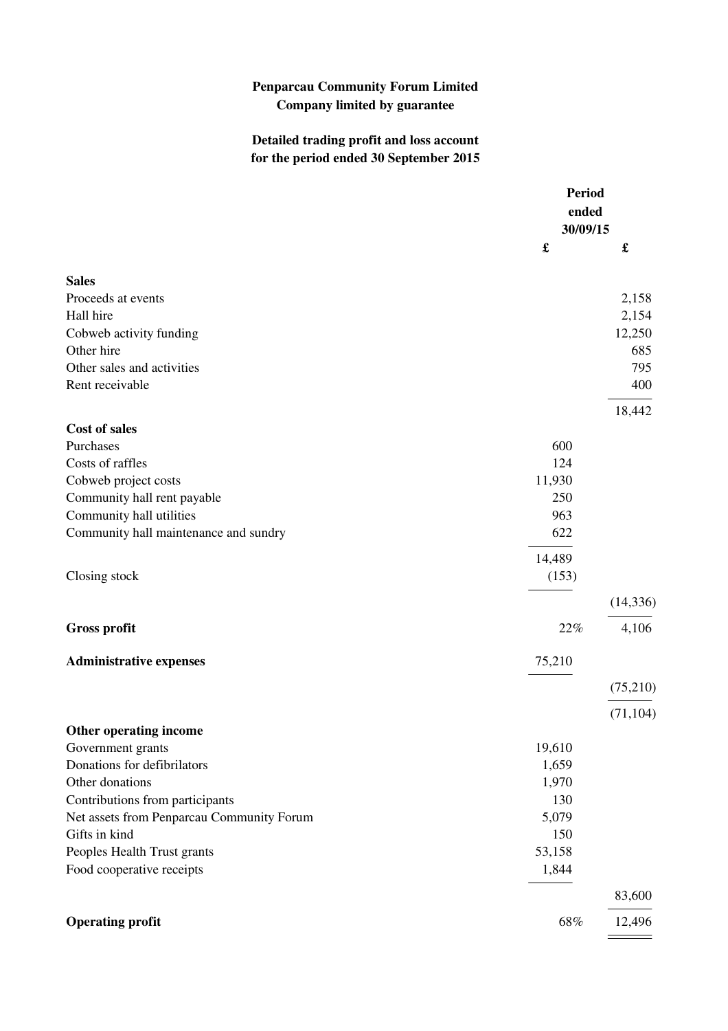**Penparcau Community Forum Limited**
**Company limited by guarantee**

**Detailed trading profit and loss account**
**for the period ended 30 September 2015**

| | Period ended 30/09/15 | |
|---|---|---|
| | £ | £ |
| **Sales** | | |
| Proceeds at events | | 2,158 |
| Hall hire | | 2,154 |
| Cobweb activity funding | | 12,250 |
| Other hire | | 685 |
| Other sales and activities | | 795 |
| Rent receivable | | 400 |
| | | 18,442 |
| **Cost of sales** | | |
| Purchases | 600 | |
| Costs of raffles | 124 | |
| Cobweb project costs | 11,930 | |
| Community hall rent payable | 250 | |
| Community hall utilities | 963 | |
| Community hall maintenance and sundry | 622 | |
| | 14,489 | |
| Closing stock | (153) | |
| | | (14,336) |
| **Gross profit** | 22% | 4,106 |
| **Administrative expenses** | 75,210 | |
| | | (75,210) |
| | | (71,104) |
| **Other operating income** | | |
| Government grants | 19,610 | |
| Donations for defibrilators | 1,659 | |
| Other donations | 1,970 | |
| Contributions from participants | 130 | |
| Net assets from Penparcau Community Forum | 5,079 | |
| Gifts in kind | 150 | |
| Peoples Health Trust grants | 53,158 | |
| Food cooperative receipts | 1,844 | |
| | | 83,600 |
| **Operating profit** | 68% | 12,496 |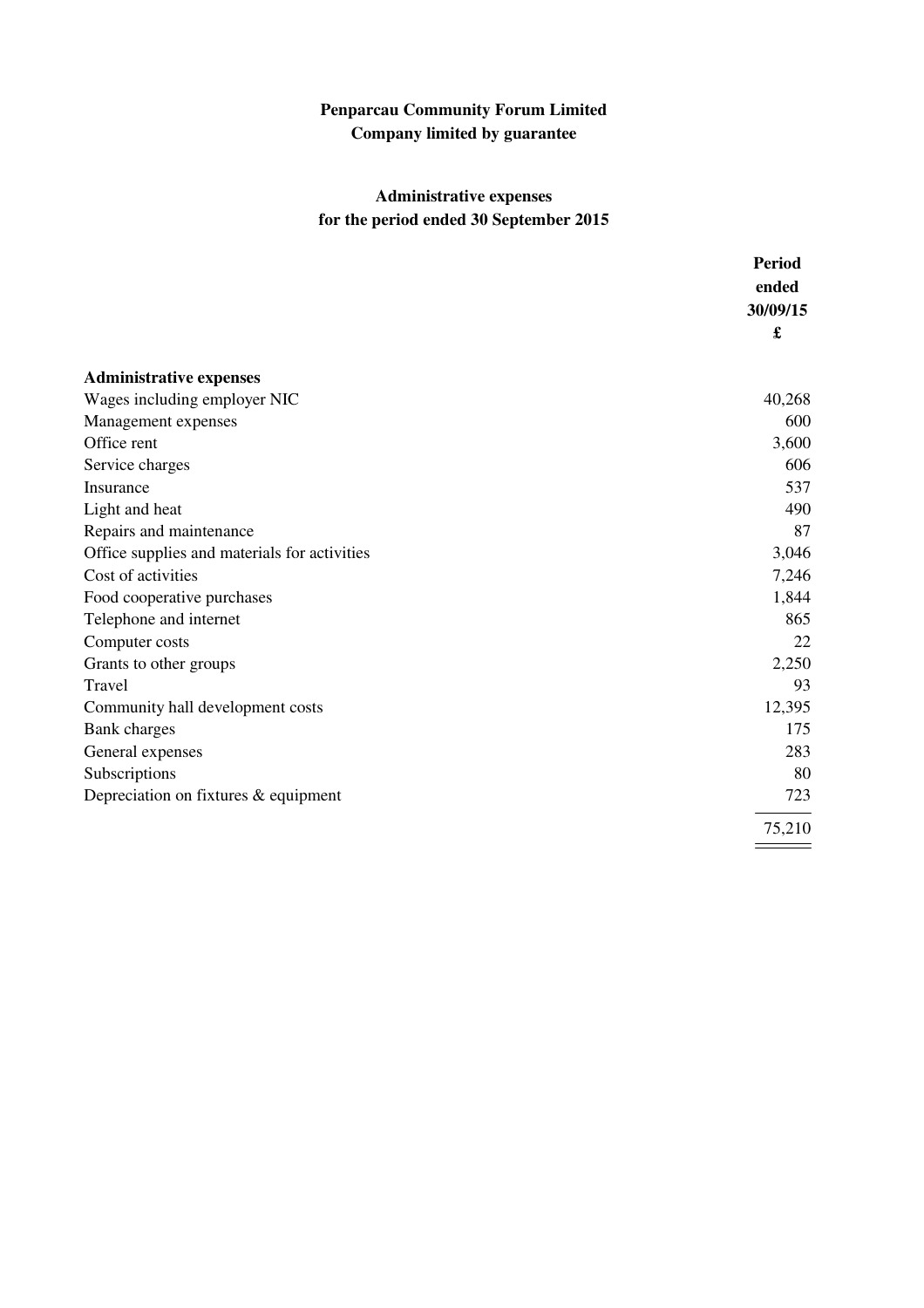**Penparcau Community Forum Limited**
**Company limited by guarantee**

**Administrative expenses**
**for the period ended 30 September 2015**

| | Period ended 30/09/15 £ |
|---|---|
| **Administrative expenses** | |
| Wages including employer NIC | 40,268 |
| Management expenses | 600 |
| Office rent | 3,600 |
| Service charges | 606 |
| Insurance | 537 |
| Light and heat | 490 |
| Repairs and maintenance | 87 |
| Office supplies and materials for activities | 3,046 |
| Cost of activities | 7,246 |
| Food cooperative purchases | 1,844 |
| Telephone and internet | 865 |
| Computer costs | 22 |
| Grants to other groups | 2,250 |
| Travel | 93 |
| Community hall development costs | 12,395 |
| Bank charges | 175 |
| General expenses | 283 |
| Subscriptions | 80 |
| Depreciation on fixtures & equipment | 723 |
| | 75,210 |